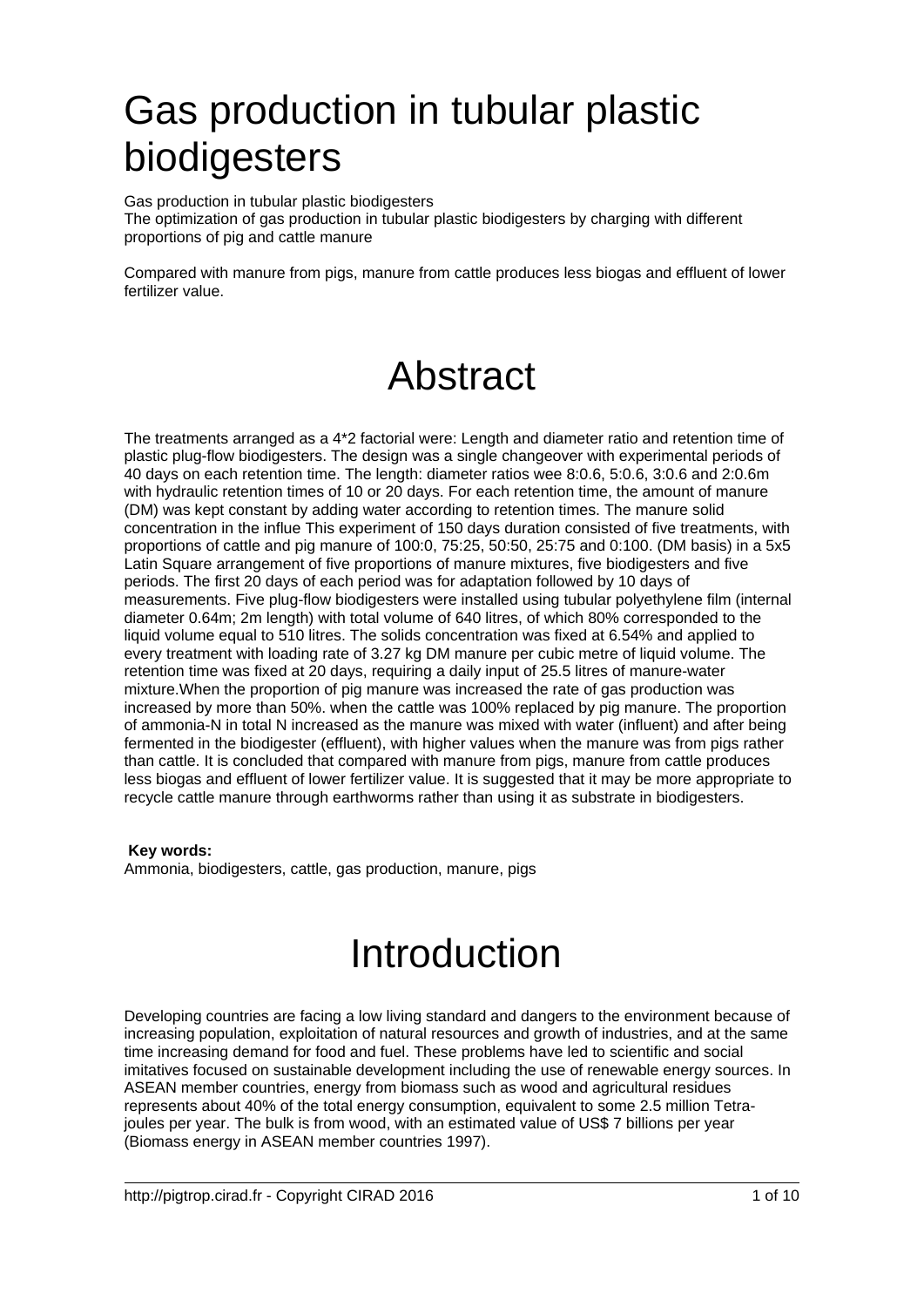# Gas production in tubular plastic biodigesters

Gas production in tubular plastic biodigesters
The optimization of gas production in tubular plastic biodigesters by charging with different proportions of pig and cattle manure

Compared with manure from pigs, manure from cattle produces less biogas and effluent of lower fertilizer value.

# Abstract

The treatments arranged as a 4*2 factorial were: Length and diameter ratio and retention time of plastic plug-flow biodigesters. The design was a single changeover with experimental periods of 40 days on each retention time. The length: diameter ratios wee 8:0.6, 5:0.6, 3:0.6 and 2:0.6m with hydraulic retention times of 10 or 20 days. For each retention time, the amount of manure (DM) was kept constant by adding water according to retention times. The manure solid concentration in the influe This experiment of 150 days duration consisted of five treatments, with proportions of cattle and pig manure of 100:0, 75:25, 50:50, 25:75 and 0:100. (DM basis) in a 5x5 Latin Square arrangement of five proportions of manure mixtures, five biodigesters and five periods. The first 20 days of each period was for adaptation followed by 10 days of measurements. Five plug-flow biodigesters were installed using tubular polyethylene film (internal diameter 0.64m; 2m length) with total volume of 640 litres, of which 80% corresponded to the liquid volume equal to 510 litres. The solids concentration was fixed at 6.54% and applied to every treatment with loading rate of 3.27 kg DM manure per cubic metre of liquid volume. The retention time was fixed at 20 days, requiring a daily input of 25.5 litres of manure-water mixture.When the proportion of pig manure was increased the rate of gas production was increased by more than 50%. when the cattle was 100% replaced by pig manure. The proportion of ammonia-N in total N increased as the manure was mixed with water (influent) and after being fermented in the biodigester (effluent), with higher values when the manure was from pigs rather than cattle. It is concluded that compared with manure from pigs, manure from cattle produces less biogas and effluent of lower fertilizer value. It is suggested that it may be more appropriate to recycle cattle manure through earthworms rather than using it as substrate in biodigesters.

**Key words:**
Ammonia, biodigesters, cattle, gas production, manure, pigs

# Introduction

Developing countries are facing a low living standard and dangers to the environment because of increasing population, exploitation of natural resources and growth of industries, and at the same time increasing demand for food and fuel. These problems have led to scientific and social imitatives focused on sustainable development including the use of renewable energy sources. In ASEAN member countries, energy from biomass such as wood and agricultural residues represents about 40% of the total energy consumption, equivalent to some 2.5 million Tetra-joules per year. The bulk is from wood, with an estimated value of US$ 7 billions per year (Biomass energy in ASEAN member countries 1997).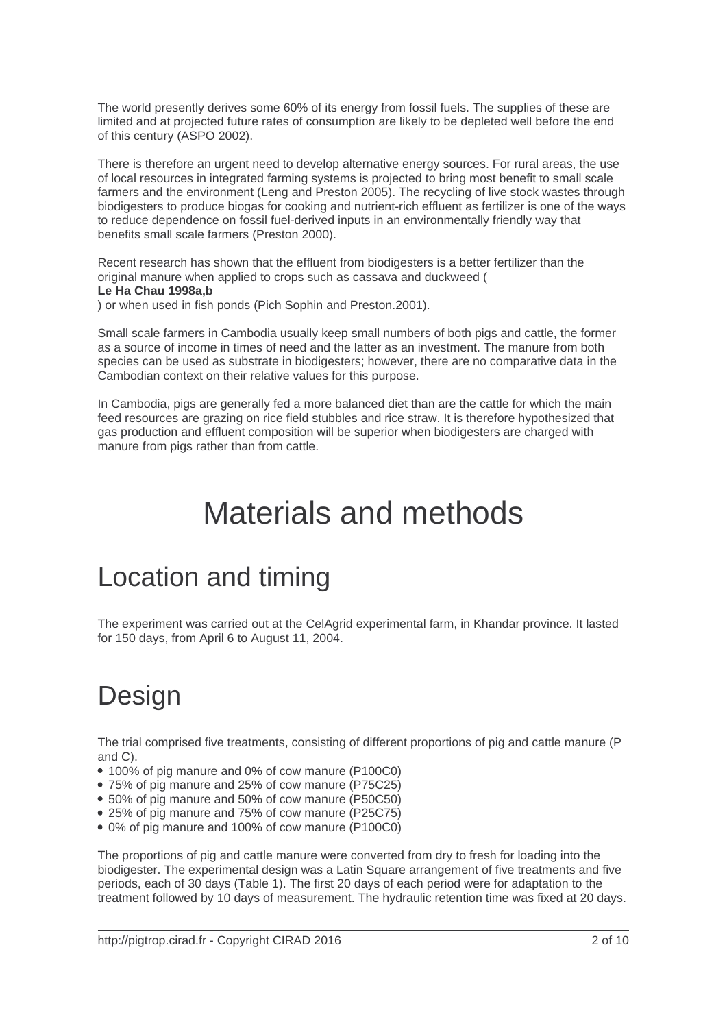The world presently derives some 60% of its energy from fossil fuels. The supplies of these are limited and at projected future rates of consumption are likely to be depleted well before the end of this century (ASPO 2002).

There is therefore an urgent need to develop alternative energy sources. For rural areas, the use of local resources in integrated farming systems is projected to bring most benefit to small scale farmers and the environment (Leng and Preston 2005). The recycling of live stock wastes through biodigesters to produce biogas for cooking and nutrient-rich effluent as fertilizer is one of the ways to reduce dependence on fossil fuel-derived inputs in an environmentally friendly way that benefits small scale farmers (Preston 2000).

Recent research has shown that the effluent from biodigesters is a better fertilizer than the original manure when applied to crops such as cassava and duckweed (
**Le Ha Chau 1998a,b**
) or when used in fish ponds (Pich Sophin and Preston.2001).

Small scale farmers in Cambodia usually keep small numbers of both pigs and cattle, the former as a source of income in times of need and the latter as an investment. The manure from both species can be used as substrate in biodigesters; however, there are no comparative data in the Cambodian context on their relative values for this purpose.

In Cambodia, pigs are generally fed a more balanced diet than are the cattle for which the main feed resources are grazing on rice field stubbles and rice straw. It is therefore hypothesized that gas production and effluent composition will be superior when biodigesters are charged with manure from pigs rather than from cattle.

# Materials and methods

## Location and timing

The experiment was carried out at the CelAgrid experimental farm, in Khandar province. It lasted for 150 days, from April 6 to August 11, 2004.

## Design

The trial comprised five treatments, consisting of different proportions of pig and cattle manure (P and C).

- 100% of pig manure and 0% of cow manure (P100C0)
- 75% of pig manure and 25% of cow manure (P75C25)
- 50% of pig manure and 50% of cow manure (P50C50)
- 25% of pig manure and 75% of cow manure (P25C75)
- 0% of pig manure and 100% of cow manure (P100C0)

The proportions of pig and cattle manure were converted from dry to fresh for loading into the biodigester. The experimental design was a Latin Square arrangement of five treatments and five periods, each of 30 days (Table 1). The first 20 days of each period were for adaptation to the treatment followed by 10 days of measurement. The hydraulic retention time was fixed at 20 days.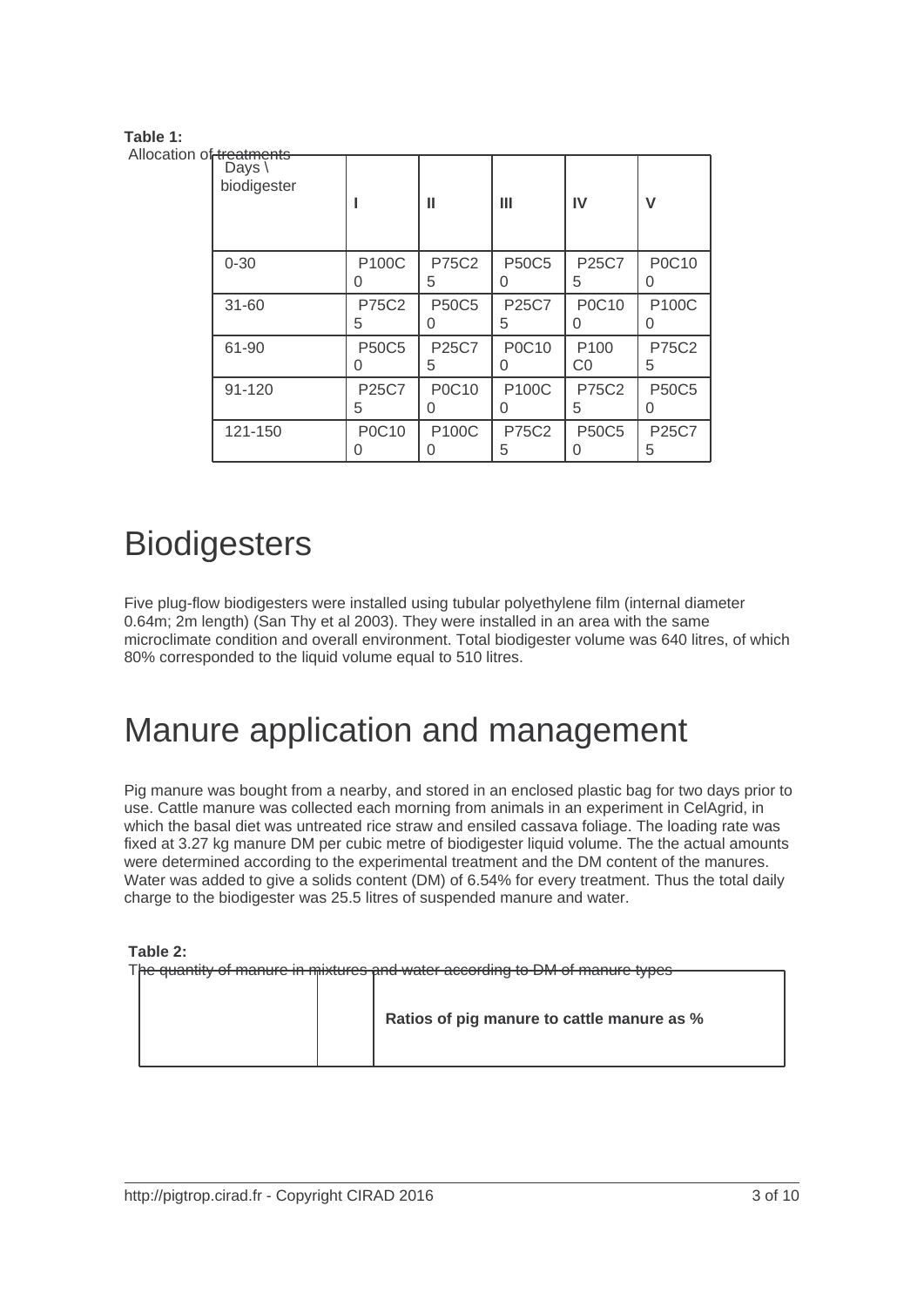**Table 1:** Allocation of treatments

| Days \ biodigester | I | II | III | IV | V |
|---|---|---|---|---|---|
| 0-30 | P100C0 | P75C25 | P50C50 | P25C75 | P0C100 |
| 31-60 | P75C25 | P50C50 | P25C75 | P0C100 | P100C0 |
| 61-90 | P50C50 | P25C75 | P0C100 | P100C0 | P75C25 |
| 91-120 | P25C75 | P0C100 | P100C0 | P75C25 | P50C50 |
| 121-150 | P0C100 | P100C0 | P75C25 | P50C50 | P25C75 |

# Biodigesters

Five plug-flow biodigesters were installed using tubular polyethylene film (internal diameter 0.64m; 2m length) (San Thy et al 2003). They were installed in an area with the same microclimate condition and overall environment. Total biodigester volume was 640 litres, of which 80% corresponded to the liquid volume equal to 510 litres.

# Manure application and management

Pig manure was bought from a nearby, and stored in an enclosed plastic bag for two days prior to use. Cattle manure was collected each morning from animals in an experiment in CelAgrid, in which the basal diet was untreated rice straw and ensiled cassava foliage. The loading rate was fixed at 3.27 kg manure DM per cubic metre of biodigester liquid volume. The the actual amounts were determined according to the experimental treatment and the DM content of the manures. Water was added to give a solids content (DM) of 6.54% for every treatment. Thus the total daily charge to the biodigester was 25.5 litres of suspended manure and water.

**Table 2:** The quantity of manure in mixtures and water according to DM of manure types

| | | Ratios of pig manure to cattle manure as % |
|---|---|---|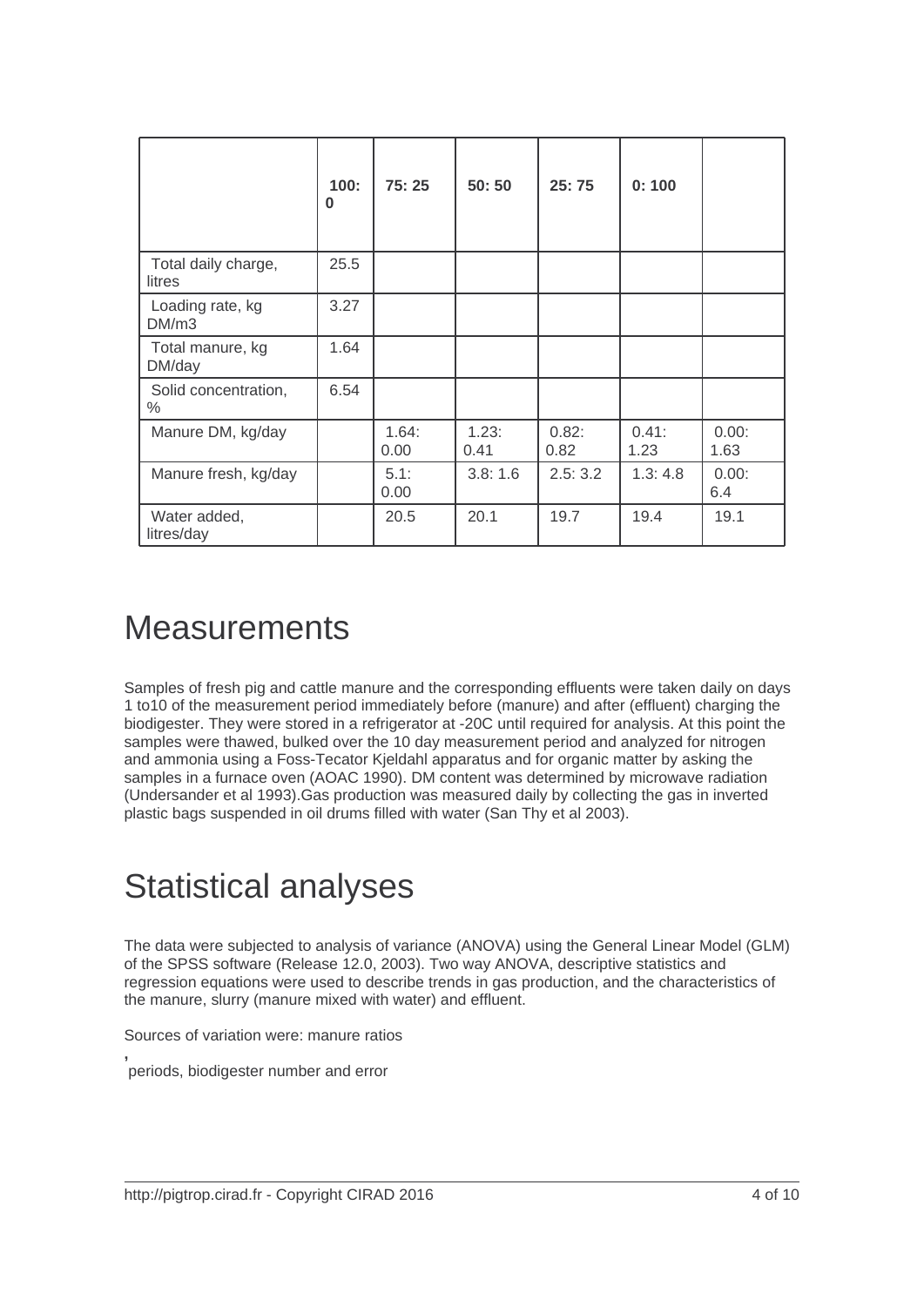| | 100: 0 | 75: 25 | 50: 50 | 25: 75 | 0: 100 | |
|---|---|---|---|---|---|---|
| Total daily charge, litres | 25.5 | | | | | |
| Loading rate, kg DM/m3 | 3.27 | | | | | |
| Total manure, kg DM/day | 1.64 | | | | | |
| Solid concentration, % | 6.54 | | | | | |
| Manure DM, kg/day | | 1.64: 0.00 | 1.23: 0.41 | 0.82: 0.82 | 0.41: 1.23 | 0.00: 1.63 |
| Manure fresh, kg/day | | 5.1: 0.00 | 3.8: 1.6 | 2.5: 3.2 | 1.3: 4.8 | 0.00: 6.4 |
| Water added, litres/day | | 20.5 | 20.1 | 19.7 | 19.4 | 19.1 |

# Measurements

Samples of fresh pig and cattle manure and the corresponding effluents were taken daily on days 1 to10 of the measurement period immediately before (manure) and after (effluent) charging the biodigester. They were stored in a refrigerator at -20C until required for analysis. At this point the samples were thawed, bulked over the 10 day measurement period and analyzed for nitrogen and ammonia using a Foss-Tecator Kjeldahl apparatus and for organic matter by asking the samples in a furnace oven (AOAC 1990). DM content was determined by microwave radiation (Undersander et al 1993).Gas production was measured daily by collecting the gas in inverted plastic bags suspended in oil drums filled with water (San Thy et al 2003).

# Statistical analyses

The data were subjected to analysis of variance (ANOVA) using the General Linear Model (GLM) of the SPSS software (Release 12.0, 2003). Two way ANOVA, descriptive statistics and regression equations were used to describe trends in gas production, and the characteristics of the manure, slurry (manure mixed with water) and effluent.

Sources of variation were: manure ratios, periods, biodigester number and error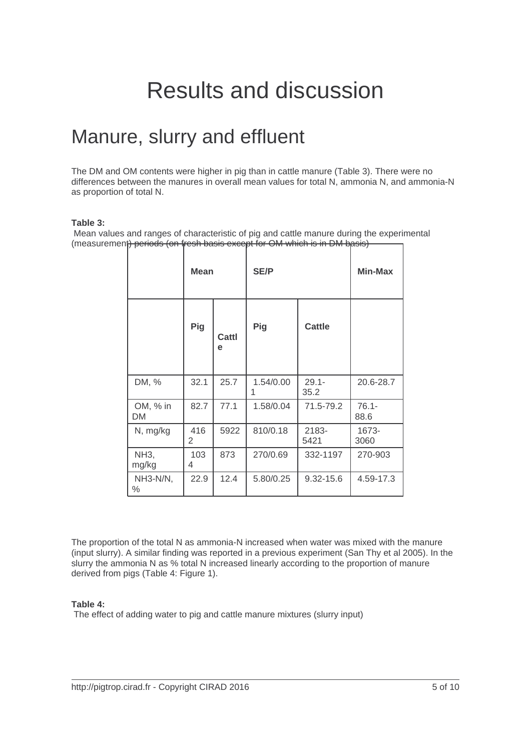# Results and discussion

## Manure, slurry and effluent

The DM and OM contents were higher in pig than in cattle manure (Table 3). There were no differences between the manures in overall mean values for total N, ammonia N, and ammonia-N as proportion of total N.

**Table 3:**
Mean values and ranges of characteristic of pig and cattle manure during the experimental (measurement) periods (on fresh basis except for OM which is in DM basis)

| | Mean | | SE/P | | Min-Max |
|---|---|---|---|---|---|
| | Pig | Cattle | Pig | Cattle | |
| DM, % | 32.1 | 25.7 | 1.54/0.001 | 29.1-35.2 | 20.6-28.7 |
| OM, % in DM | 82.7 | 77.1 | 1.58/0.04 | 71.5-79.2 | 76.1-88.6 |
| N, mg/kg | 4162 | 5922 | 810/0.18 | 2183-5421 | 1673-3060 |
| $NH_3$, mg/kg | 1034 | 873 | 270/0.69 | 332-1197 | 270-903 |
| $NH_3$-N/N, % | 22.9 | 12.4 | 5.80/0.25 | 9.32-15.6 | 4.59-17.3 |

The proportion of the total N as ammonia-N increased when water was mixed with the manure (input slurry). A similar finding was reported in a previous experiment (San Thy et al 2005). In the slurry the ammonia N as % total N increased linearly according to the proportion of manure derived from pigs (Table 4: Figure 1).

**Table 4:**
The effect of adding water to pig and cattle manure mixtures (slurry input)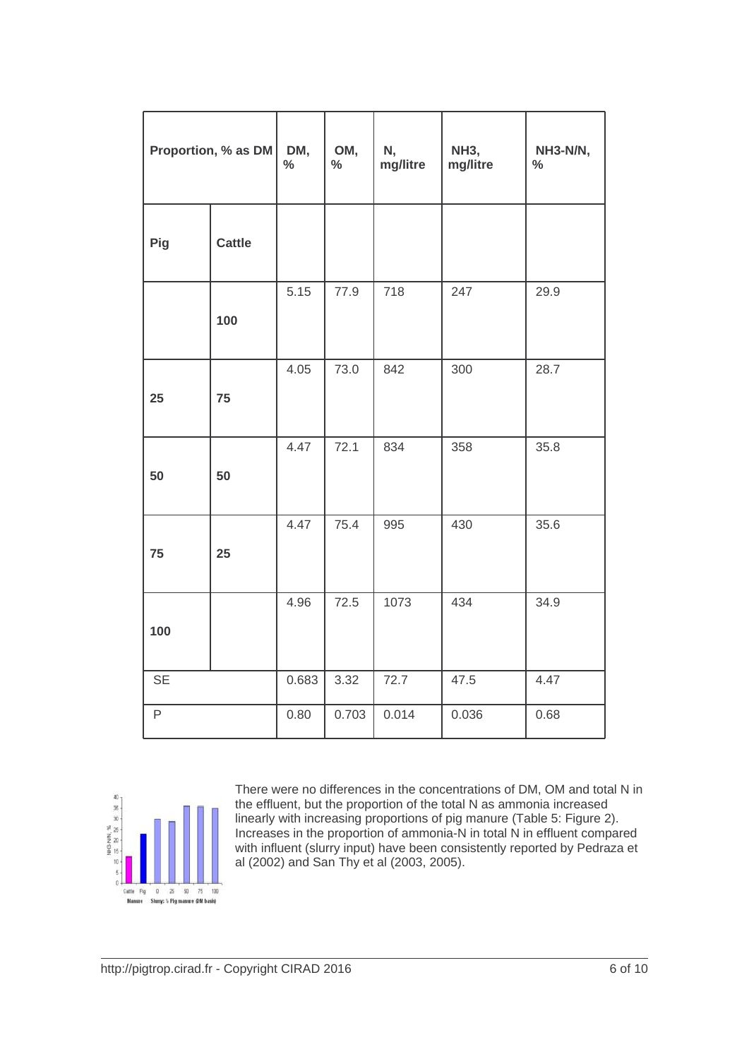| Proportion, % as DM | | DM, % | OM, % | N, mg/litre | NH3, mg/litre | NH3-N/N, % |
|---|---|---|---|---|---|---|
| **Pig** | **Cattle** | | | | | |
| | **100** | 5.15 | 77.9 | 718 | 247 | 29.9 |
| **25** | **75** | 4.05 | 73.0 | 842 | 300 | 28.7 |
| **50** | **50** | 4.47 | 72.1 | 834 | 358 | 35.8 |
| **75** | **25** | 4.47 | 75.4 | 995 | 430 | 35.6 |
| **100** | | 4.96 | 72.5 | 1073 | 434 | 34.9 |
| SE | | 0.683 | 3.32 | 72.7 | 47.5 | 4.47 |
| P | | 0.80 | 0.703 | 0.014 | 0.036 | 0.68 |

There were no differences in the concentrations of DM, OM and total N in the effluent, but the proportion of the total N as ammonia increased linearly with increasing proportions of pig manure (Table 5: Figure 2). Increases in the proportion of ammonia-N in total N in effluent compared with influent (slurry input) have been consistently reported by Pedraza et al (2002) and San Thy et al (2003, 2005).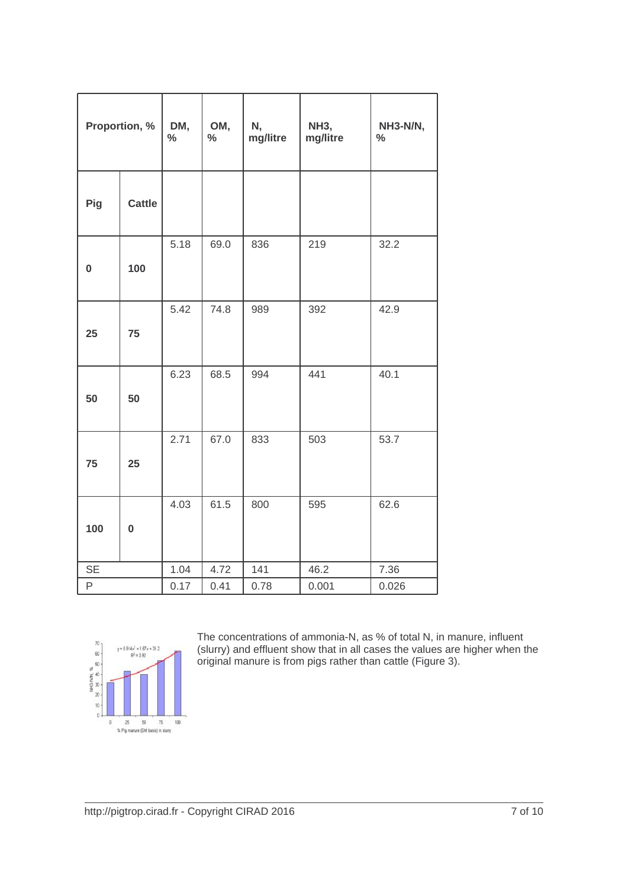| Proportion, % | | DM, % | OM, % | N, mg/litre | NH3, mg/litre | NH3-N/N, % |
|---|---|---|---|---|---|---|
| Pig | Cattle | | | | | |
| 0 | 100 | 5.18 | 69.0 | 836 | 219 | 32.2 |
| 25 | 75 | 5.42 | 74.8 | 989 | 392 | 42.9 |
| 50 | 50 | 6.23 | 68.5 | 994 | 441 | 40.1 |
| 75 | 25 | 2.71 | 67.0 | 833 | 503 | 53.7 |
| 100 | 0 | 4.03 | 61.5 | 800 | 595 | 62.6 |
| SE | | 1.04 | 4.72 | 141 | 46.2 | 7.36 |
| P | | 0.17 | 0.41 | 0.78 | 0.001 | 0.026 |

The concentrations of ammonia-N, as % of total N, in manure, influent (slurry) and effluent show that in all cases the values are higher when the original manure is from pigs rather than cattle (Figure 3).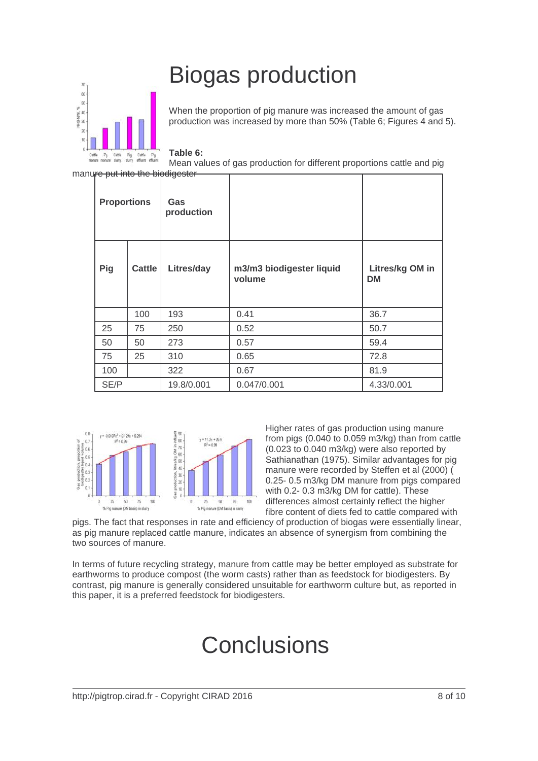# Biogas production

When the proportion of pig manure was increased the amount of gas production was increased by more than 50% (Table 6; Figures 4 and 5).

**Table 6:**
Mean values of gas production for different proportions cattle and pig manure put into the biodigester

| Proportions | | Gas production | | |
|---|---|---|---|---|
| **Pig** | **Cattle** | **Litres/day** | **m3/m3 biodigester liquid volume** | **Litres/kg OM in DM** |
| | 100 | 193 | 0.41 | 36.7 |
| 25 | 75 | 250 | 0.52 | 50.7 |
| 50 | 50 | 273 | 0.57 | 59.4 |
| 75 | 25 | 310 | 0.65 | 72.8 |
| 100 | | 322 | 0.67 | 81.9 |
| SE/P | | 19.8/0.001 | 0.047/0.001 | 4.33/0.001 |

Higher rates of gas production using manure from pigs (0.040 to 0.059 m3/kg) than from cattle (0.023 to 0.040 m3/kg) were also reported by Sathianathan (1975). Similar advantages for pig manure were recorded by Steffen et al (2000) ( 0.25- 0.5 m3/kg DM manure from pigs compared with 0.2- 0.3 m3/kg DM for cattle). These differences almost certainly reflect the higher fibre content of diets fed to cattle compared with pigs. The fact that responses in rate and efficiency of production of biogas were essentially linear, as pig manure replaced cattle manure, indicates an absence of synergism from combining the two sources of manure.

In terms of future recycling strategy, manure from cattle may be better employed as substrate for earthworms to produce compost (the worm casts) rather than as feedstock for biodigesters. By contrast, pig manure is generally considered unsuitable for earthworm culture but, as reported in this paper, it is a preferred feedstock for biodigesters.

# Conclusions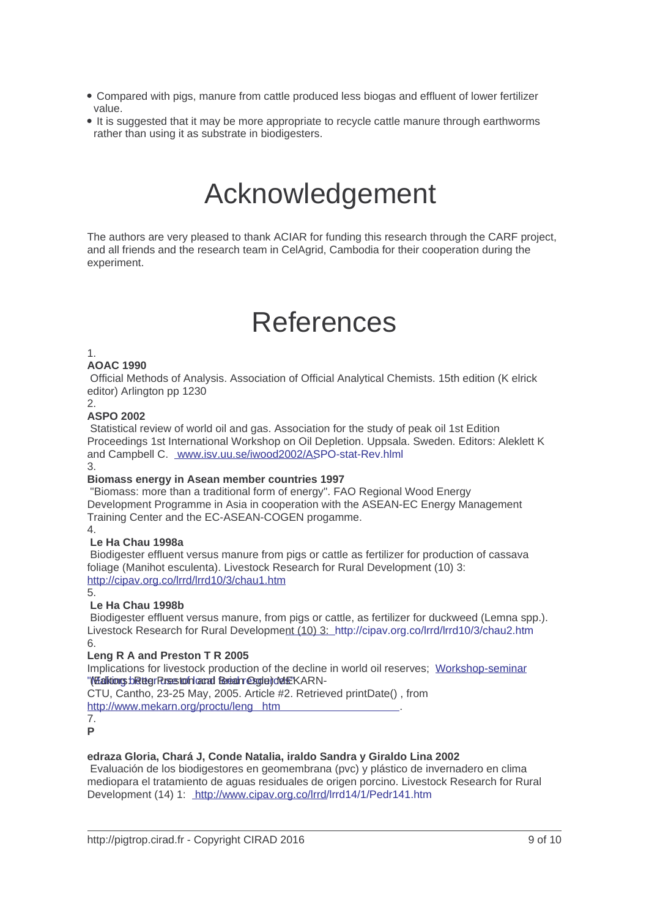- Compared with pigs, manure from cattle produced less biogas and effluent of lower fertilizer value.
- It is suggested that it may be more appropriate to recycle cattle manure through earthworms rather than using it as substrate in biodigesters.

# Acknowledgement

The authors are very pleased to thank ACIAR for funding this research through the CARF project, and all friends and the research team in CelAgrid, Cambodia for their cooperation during the experiment.

# References

1.
**AOAC 1990**
Official Methods of Analysis. Association of Official Analytical Chemists. 15th edition (K elrick editor) Arlington pp 1230

2.
**ASPO 2002**
Statistical review of world oil and gas. Association for the study of peak oil 1st Edition Proceedings 1st International Workshop on Oil Depletion. Uppsala. Sweden. Editors: Aleklett K and Campbell C. www.isv.uu.se/iwood2002/ASPO-stat-Rev.hlml

3.
**Biomass energy in Asean member countries 1997**
"Biomass: more than a traditional form of energy". FAO Regional Wood Energy Development Programme in Asia in cooperation with the ASEAN-EC Energy Management Training Center and the EC-ASEAN-COGEN progamme.

4.
**Le Ha Chau 1998a**
Biodigester effluent versus manure from pigs or cattle as fertilizer for production of cassava foliage (Manihot esculenta). Livestock Research for Rural Development (10) 3: http://cipav.org.co/lrrd/lrrd10/3/chau1.htm

5.
**Le Ha Chau 1998b**
Biodigester effluent versus manure, from pigs or cattle, as fertilizer for duckweed (Lemna spp.). Livestock Research for Rural Development (10) 3: http://cipav.org.co/lrrd/lrrd10/3/chau2.htm

6.
**Leng R A and Preston T R 2005**
Implications for livestock production of the decline in world oil reserves; Workshop-seminar "Making better use of local feed resources" MEKARN-CTU, Cantho, 23-25 May, 2005. Article #2. Retrieved printDate() , from http://www.mekarn.org/proctu/leng htm .

7.
**P**

**edraza Gloria, Chará J, Conde Natalia, iraldo Sandra y Giraldo Lina 2002**
Evaluación de los biodigestores en geomembrana (pvc) y plástico de invernadero en clima mediopara el tratamiento de aguas residuales de origen porcino. Livestock Research for Rural Development (14) 1: http://www.cipav.org.co/lrrd/lrrd14/1/Pedr141.htm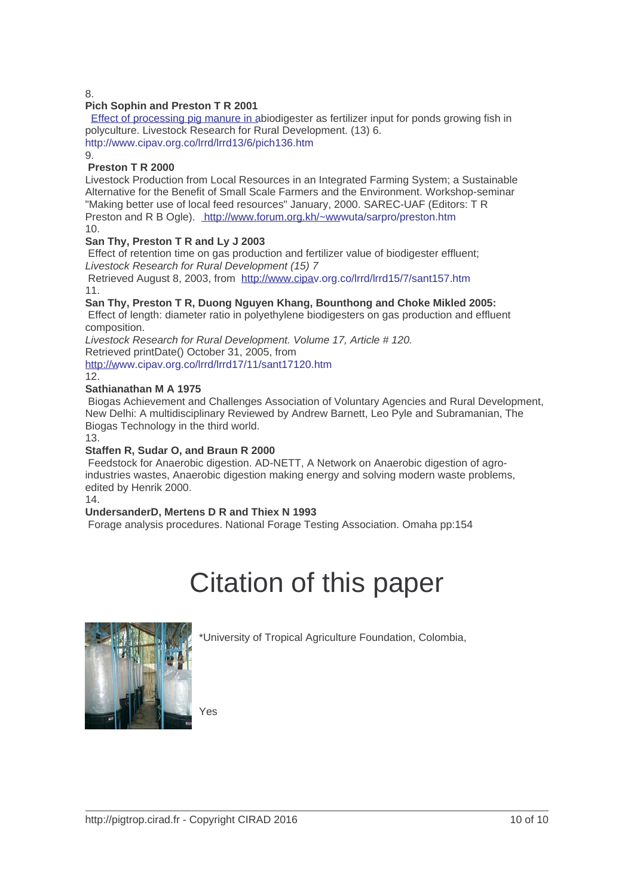8.

**Pich Sophin and Preston T R 2001**

Effect of processing pig manure in a biodigester as fertilizer input for ponds growing fish in polyculture. Livestock Research for Rural Development. (13) 6. http://www.cipav.org.co/lrrd/lrrd13/6/pich136.htm

9.

**Preston T R 2000**

Livestock Production from Local Resources in an Integrated Farming System; a Sustainable Alternative for the Benefit of Small Scale Farmers and the Environment. Workshop-seminar "Making better use of local feed resources" January, 2000. SAREC-UAF (Editors: T R Preston and R B Ogle). http://www.forum.org.kh/~wwwuta/sarpro/preston.htm

10.

**San Thy, Preston T R and Ly J 2003**

Effect of retention time on gas production and fertilizer value of biodigester effluent; *Livestock Research for Rural Development (15) 7*

Retrieved August 8, 2003, from http://www.cipav.org.co/lrrd/lrrd15/7/sant157.htm

11.

**San Thy, Preston T R, Duong Nguyen Khang, Bounthong and Choke Mikled 2005:**

Effect of length: diameter ratio in polyethylene biodigesters on gas production and effluent composition.

*Livestock Research for Rural Development. Volume 17, Article # 120.*

Retrieved printDate() October 31, 2005, from

http://www.cipav.org.co/lrrd/lrrd17/11/sant17120.htm

12.

**Sathianathan M A 1975**

Biogas Achievement and Challenges Association of Voluntary Agencies and Rural Development, New Delhi: A multidisciplinary Reviewed by Andrew Barnett, Leo Pyle and Subramanian, The Biogas Technology in the third world.

13.

**Staffen R, Sudar O, and Braun R 2000**

Feedstock for Anaerobic digestion. AD-NETT, A Network on Anaerobic digestion of agro-industries wastes, Anaerobic digestion making energy and solving modern waste problems, edited by Henrik 2000.

14.

**UndersanderD, Mertens D R and Thiex N 1993**

Forage analysis procedures. National Forage Testing Association. Omaha pp:154

# Citation of this paper

*University of Tropical Agriculture Foundation, Colombia,

Yes